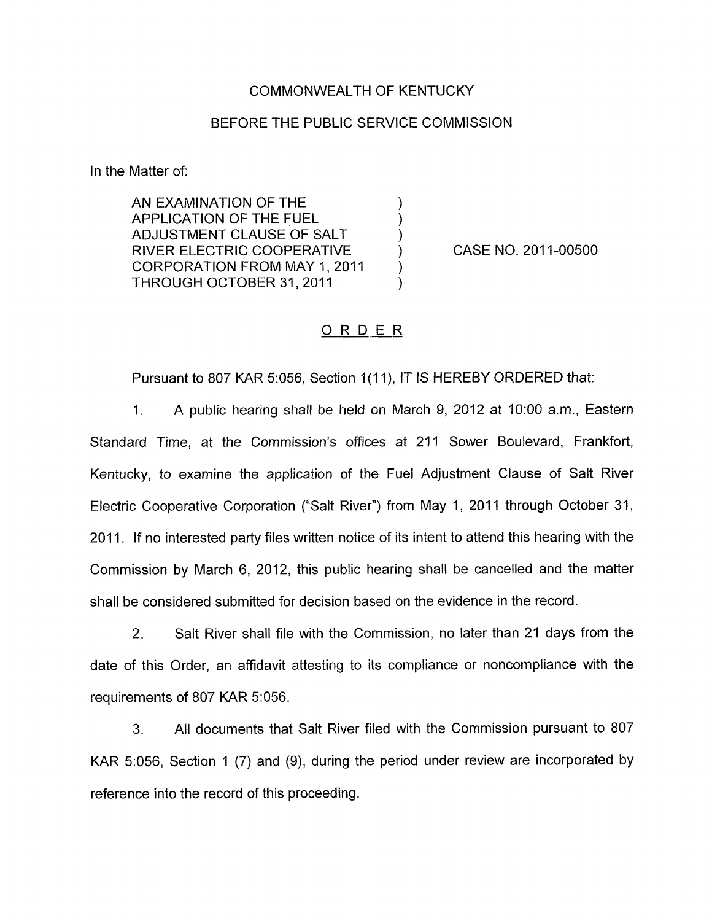COMMONWEALTH OF KENTUCKY

BEFORE THE PUBLIC SERVICE COMMISSION

In the Matter of:

| | | |
|---|---|---|
| AN EXAMINATION OF THE APPLICATION OF THE FUEL ADJUSTMENT CLAUSE OF SALT RIVER ELECTRIC COOPERATIVE CORPORATION FROM MAY 1, 2011 THROUGH OCTOBER 31, 2011 | ) | CASE NO. 2011-00500 |

# ORDER

Pursuant to 807 KAR 5:056, Section 1(11), IT IS HEREBY ORDERED that:

1. A public hearing shall be held on March 9, 2012 at 10:00 a.m., Eastern Standard Time, at the Commission's offices at 211 Sower Boulevard, Frankfort, Kentucky, to examine the application of the Fuel Adjustment Clause of Salt River Electric Cooperative Corporation ("Salt River") from May 1, 2011 through October 31, 2011. If no interested party files written notice of its intent to attend this hearing with the Commission by March 6, 2012, this public hearing shall be cancelled and the matter shall be considered submitted for decision based on the evidence in the record.

2. Salt River shall file with the Commission, no later than 21 days from the date of this Order, an affidavit attesting to its compliance or noncompliance with the requirements of 807 KAR 5:056.

3. All documents that Salt River filed with the Commission pursuant to 807 KAR 5:056, Section 1 (7) and (9), during the period under review are incorporated by reference into the record of this proceeding.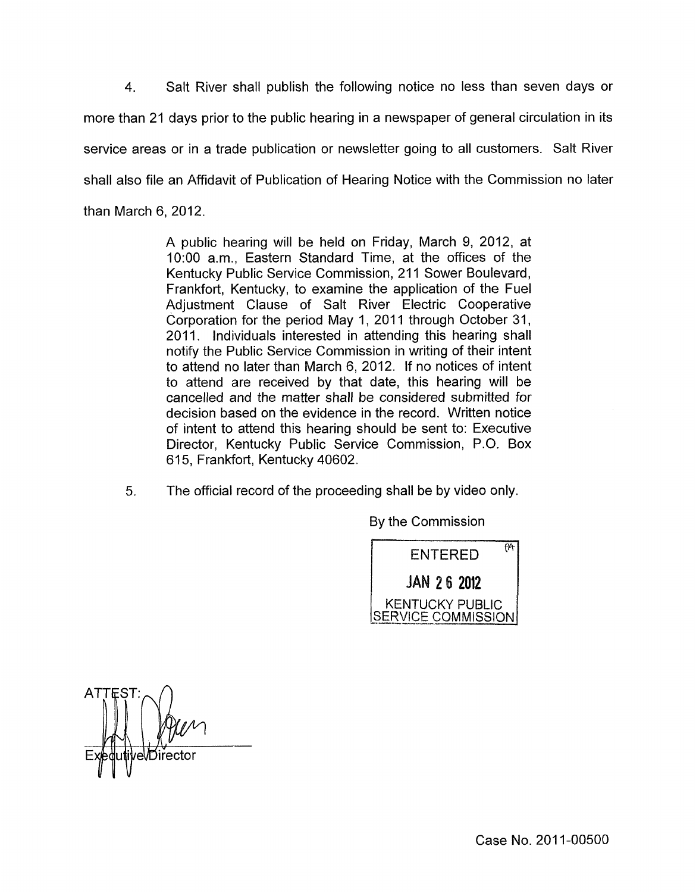4. Salt River shall publish the following notice no less than seven days or more than 21 days prior to the public hearing in a newspaper of general circulation in its service areas or in a trade publication or newsletter going to all customers. Salt River shall also file an Affidavit of Publication of Hearing Notice with the Commission no later than March 6, 2012.

> A public hearing will be held on Friday, March 9, 2012, at 10:00 a.m., Eastern Standard Time, at the offices of the Kentucky Public Service Commission, 211 Sower Boulevard, Frankfort, Kentucky, to examine the application of the Fuel Adjustment Clause of Salt River Electric Cooperative Corporation for the period May 1, 2011 through October 31, 2011. Individuals interested in attending this hearing shall notify the Public Service Commission in writing of their intent to attend no later than March 6, 2012. If no notices of intent to attend are received by that date, this hearing will be cancelled and the matter shall be considered submitted for decision based on the evidence in the record. Written notice of intent to attend this hearing should be sent to: Executive Director, Kentucky Public Service Commission, P.O. Box 615, Frankfort, Kentucky 40602.

5. The official record of the proceeding shall be by video only.

By the Commission

ENTERED
JAN 26 2012
KENTUCKY PUBLIC SERVICE COMMISSION

ATTEST:

Executive Director

Case No. 2011-00500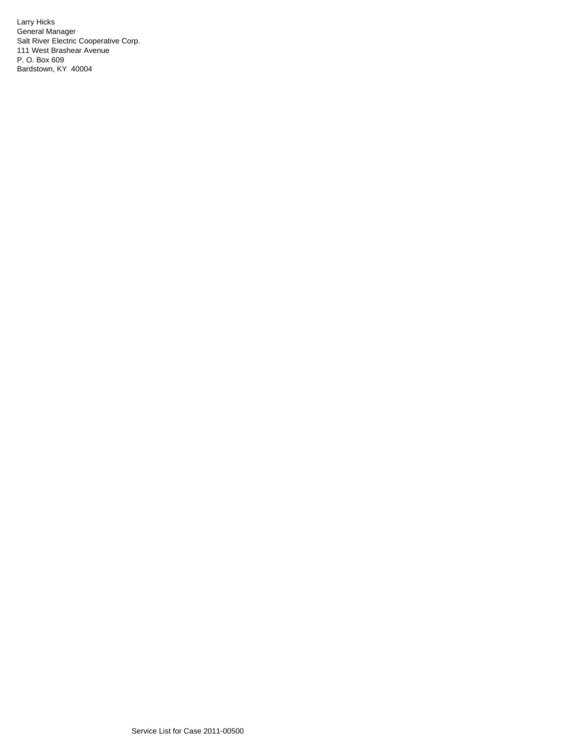Larry Hicks
General Manager
Salt River Electric Cooperative Corp.
111 West Brashear Avenue
P. O. Box 609
Bardstown, KY  40004